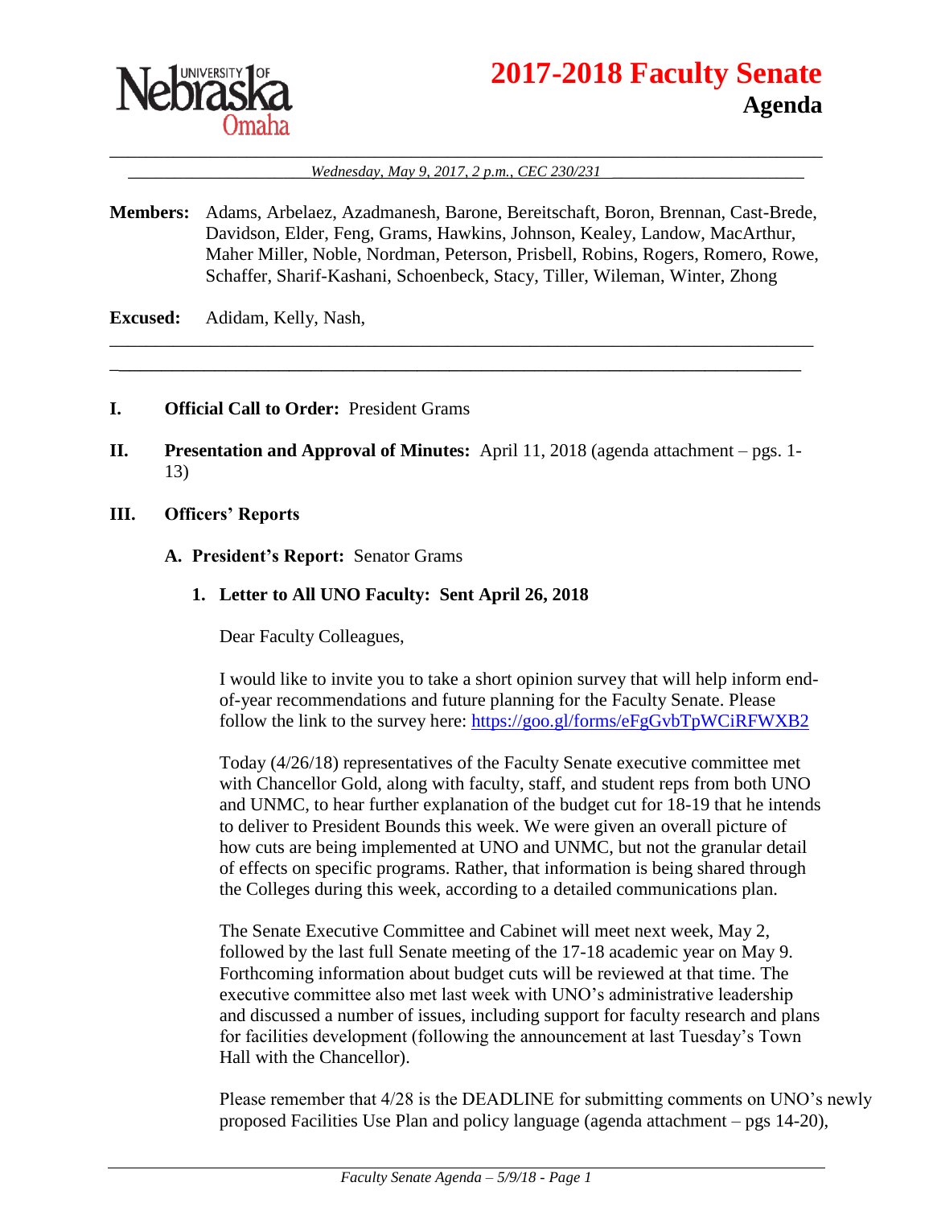# 2017-2018 Faculty Senate

## Agenda

*Wednesday, May 9, 2017, 2 p.m., CEC 230/231*

**Members:** Adams, Arbelaez, Azadmanesh, Barone, Bereitschaft, Boron, Brennan, Cast-Brede, Davidson, Elder, Feng, Grams, Hawkins, Johnson, Kealey, Landow, MacArthur, Maher Miller, Noble, Nordman, Peterson, Prisbell, Robins, Rogers, Romero, Rowe, Schaffer, Sharif-Kashani, Schoenbeck, Stacy, Tiller, Wileman, Winter, Zhong

**Excused:** Adidam, Kelly, Nash,

---

**I. Official Call to Order:** President Grams

**II. Presentation and Approval of Minutes:** April 11, 2018 (agenda attachment – pgs. 1-13)

**III. Officers' Reports**

**A. President's Report:** Senator Grams

**1. Letter to All UNO Faculty: Sent April 26, 2018**

Dear Faculty Colleagues,

I would like to invite you to take a short opinion survey that will help inform end-of-year recommendations and future planning for the Faculty Senate. Please follow the link to the survey here: https://goo.gl/forms/eFgGvbTpWCiRFWXB2

Today (4/26/18) representatives of the Faculty Senate executive committee met with Chancellor Gold, along with faculty, staff, and student reps from both UNO and UNMC, to hear further explanation of the budget cut for 18-19 that he intends to deliver to President Bounds this week. We were given an overall picture of how cuts are being implemented at UNO and UNMC, but not the granular detail of effects on specific programs. Rather, that information is being shared through the Colleges during this week, according to a detailed communications plan.

The Senate Executive Committee and Cabinet will meet next week, May 2, followed by the last full Senate meeting of the 17-18 academic year on May 9. Forthcoming information about budget cuts will be reviewed at that time. The executive committee also met last week with UNO's administrative leadership and discussed a number of issues, including support for faculty research and plans for facilities development (following the announcement at last Tuesday's Town Hall with the Chancellor).

Please remember that 4/28 is the DEADLINE for submitting comments on UNO's newly proposed Facilities Use Plan and policy language (agenda attachment – pgs 14-20),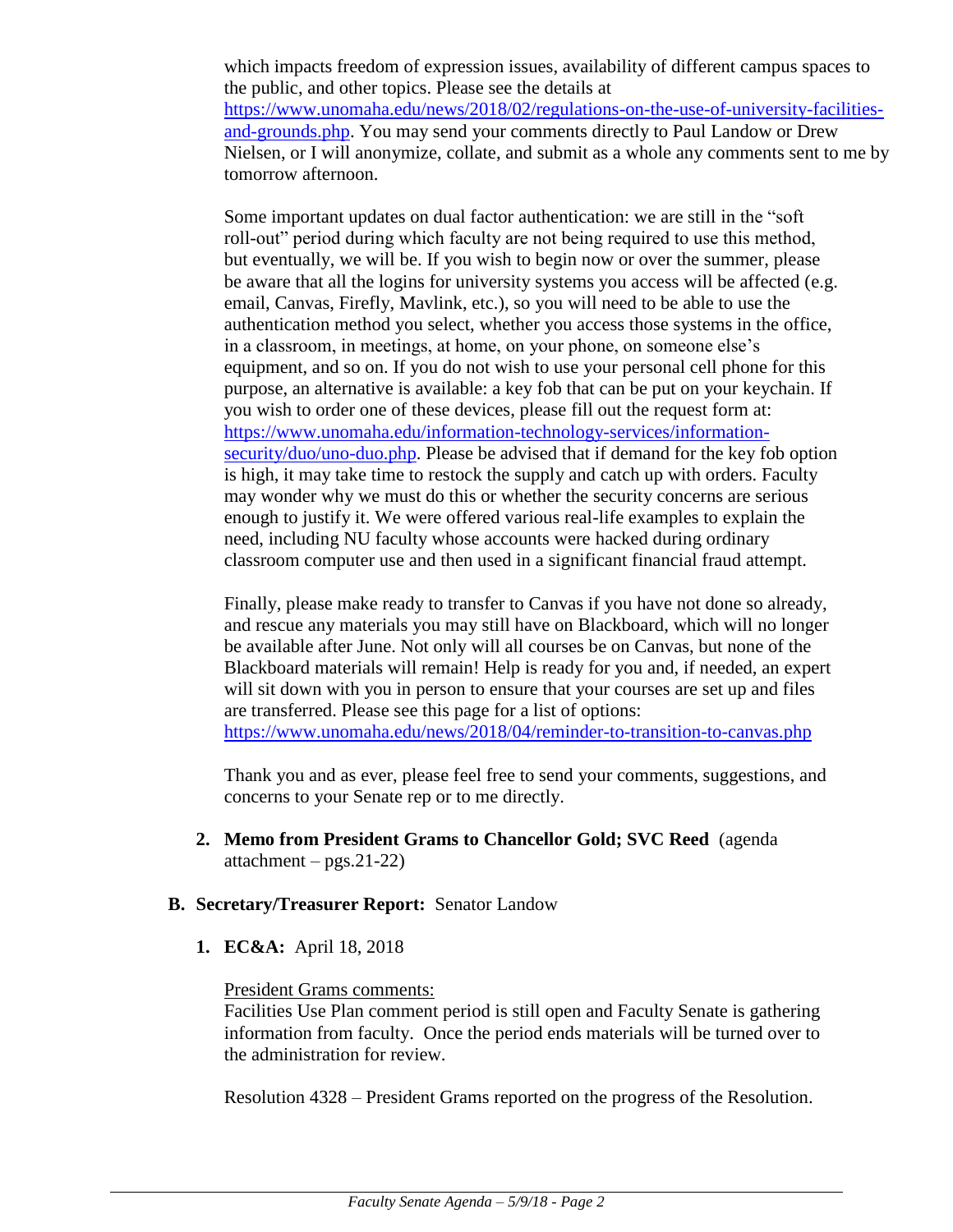which impacts freedom of expression issues, availability of different campus spaces to the public, and other topics. Please see the details at https://www.unomaha.edu/news/2018/02/regulations-on-the-use-of-university-facilities-and-grounds.php. You may send your comments directly to Paul Landow or Drew Nielsen, or I will anonymize, collate, and submit as a whole any comments sent to me by tomorrow afternoon.

Some important updates on dual factor authentication: we are still in the "soft roll-out" period during which faculty are not being required to use this method, but eventually, we will be. If you wish to begin now or over the summer, please be aware that all the logins for university systems you access will be affected (e.g. email, Canvas, Firefly, Mavlink, etc.), so you will need to be able to use the authentication method you select, whether you access those systems in the office, in a classroom, in meetings, at home, on your phone, on someone else's equipment, and so on. If you do not wish to use your personal cell phone for this purpose, an alternative is available: a key fob that can be put on your keychain. If you wish to order one of these devices, please fill out the request form at: https://www.unomaha.edu/information-technology-services/information-security/duo/uno-duo.php. Please be advised that if demand for the key fob option is high, it may take time to restock the supply and catch up with orders. Faculty may wonder why we must do this or whether the security concerns are serious enough to justify it. We were offered various real-life examples to explain the need, including NU faculty whose accounts were hacked during ordinary classroom computer use and then used in a significant financial fraud attempt.

Finally, please make ready to transfer to Canvas if you have not done so already, and rescue any materials you may still have on Blackboard, which will no longer be available after June. Not only will all courses be on Canvas, but none of the Blackboard materials will remain! Help is ready for you and, if needed, an expert will sit down with you in person to ensure that your courses are set up and files are transferred. Please see this page for a list of options: https://www.unomaha.edu/news/2018/04/reminder-to-transition-to-canvas.php

Thank you and as ever, please feel free to send your comments, suggestions, and concerns to your Senate rep or to me directly.

2. **Memo from President Grams to Chancellor Gold; SVC Reed** (agenda attachment – pgs.21-22)

**B. Secretary/Treasurer Report:** Senator Landow

1. **EC&A:** April 18, 2018

<u>President Grams comments:</u>
Facilities Use Plan comment period is still open and Faculty Senate is gathering information from faculty. Once the period ends materials will be turned over to the administration for review.

Resolution 4328 – President Grams reported on the progress of the Resolution.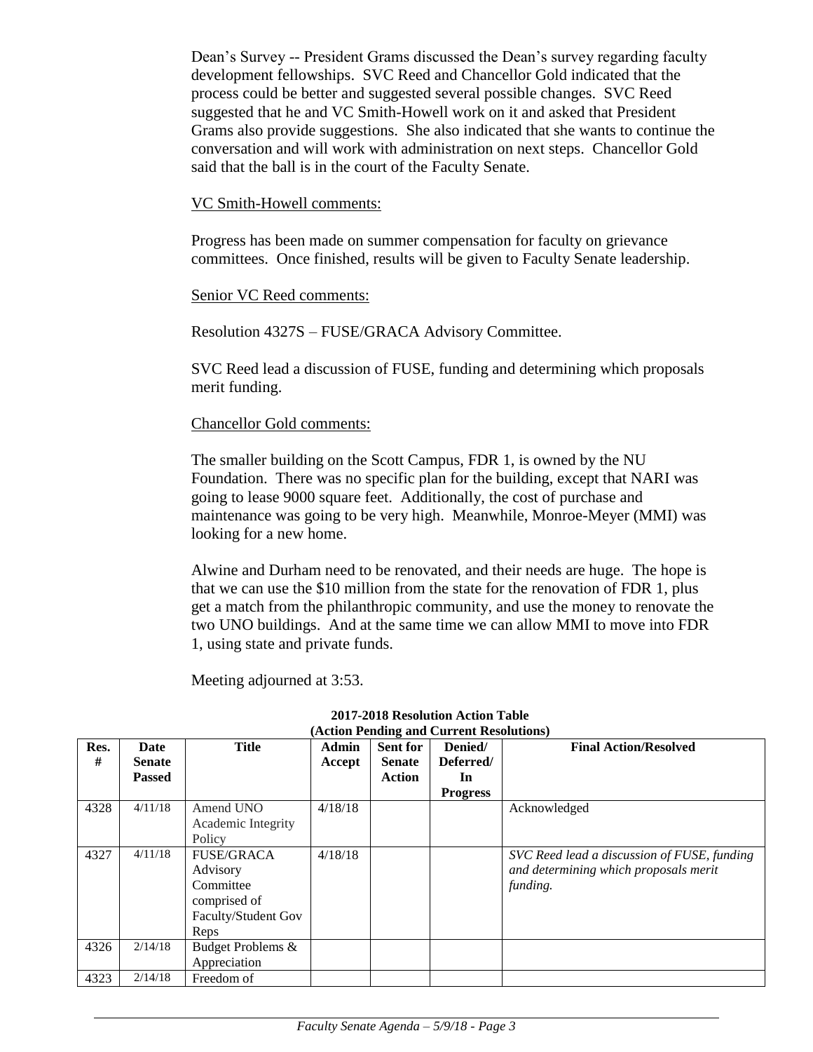Dean's Survey -- President Grams discussed the Dean's survey regarding faculty development fellowships. SVC Reed and Chancellor Gold indicated that the process could be better and suggested several possible changes. SVC Reed suggested that he and VC Smith-Howell work on it and asked that President Grams also provide suggestions. She also indicated that she wants to continue the conversation and will work with administration on next steps. Chancellor Gold said that the ball is in the court of the Faculty Senate.

VC Smith-Howell comments:

Progress has been made on summer compensation for faculty on grievance committees. Once finished, results will be given to Faculty Senate leadership.

Senior VC Reed comments:

Resolution 4327S – FUSE/GRACA Advisory Committee.

SVC Reed lead a discussion of FUSE, funding and determining which proposals merit funding.

Chancellor Gold comments:

The smaller building on the Scott Campus, FDR 1, is owned by the NU Foundation. There was no specific plan for the building, except that NARI was going to lease 9000 square feet. Additionally, the cost of purchase and maintenance was going to be very high. Meanwhile, Monroe-Meyer (MMI) was looking for a new home.

Alwine and Durham need to be renovated, and their needs are huge. The hope is that we can use the $10 million from the state for the renovation of FDR 1, plus get a match from the philanthropic community, and use the money to renovate the two UNO buildings. And at the same time we can allow MMI to move into FDR 1, using state and private funds.

Meeting adjourned at 3:53.

**2017-2018 Resolution Action Table**
**(Action Pending and Current Resolutions)**

| Res. # | Date Senate Passed | Title | Admin Accept | Sent for Senate Action | Denied/ Deferred/ In Progress | Final Action/Resolved |
|---|---|---|---|---|---|---|
| 4328 | 4/11/18 | Amend UNO Academic Integrity Policy | 4/18/18 | | | Acknowledged |
| 4327 | 4/11/18 | FUSE/GRACA Advisory Committee comprised of Faculty/Student Gov Reps | 4/18/18 | | | *SVC Reed lead a discussion of FUSE, funding and determining which proposals merit funding.* |
| 4326 | 2/14/18 | Budget Problems & Appreciation | | | | |
| 4323 | 2/14/18 | Freedom of | | | | |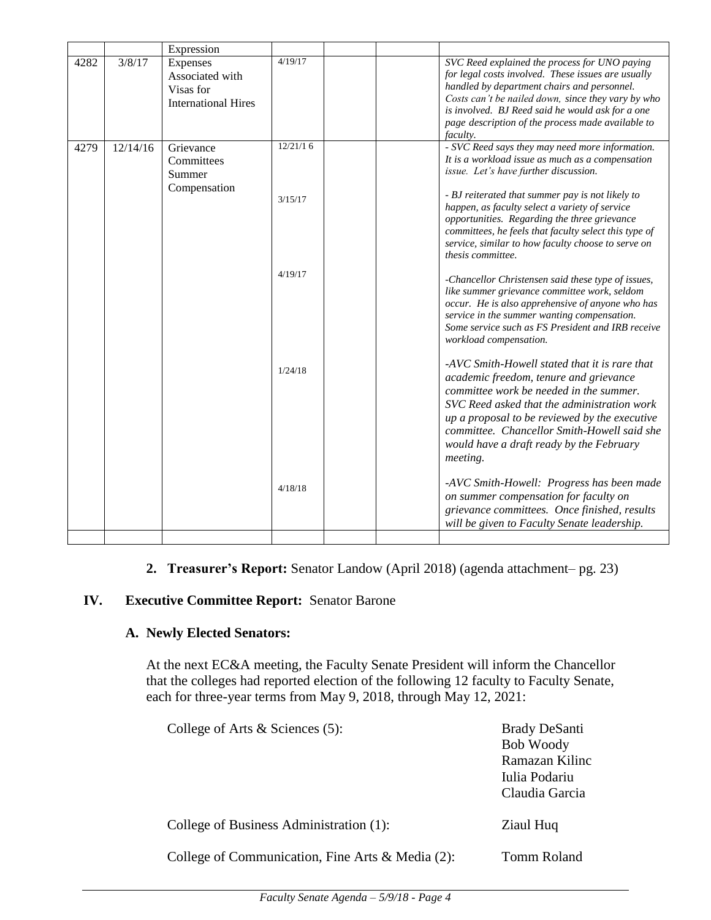|  |  | Expression |  |  |  |  |
|---|---|---|---|---|---|---|
| 4282 | 3/8/17 | Expenses Associated with Visas for International Hires | 4/19/17 |  |  | *SVC Reed explained the process for UNO paying for legal costs involved. These issues are usually handled by department chairs and personnel. Costs can't be nailed down, since they vary by who is involved. BJ Reed said he would ask for a one page description of the process made available to faculty.* |
| 4279 | 12/14/16 | Grievance Committees Summer Compensation | 12/21/1 6 |  |  | *- SVC Reed says they may need more information. It is a workload issue as much as a compensation issue. Let's have further discussion.* |
|  |  |  | 3/15/17 |  |  | *- BJ reiterated that summer pay is not likely to happen, as faculty select a variety of service opportunities. Regarding the three grievance committees, he feels that faculty select this type of service, similar to how faculty choose to serve on thesis committee.* |
|  |  |  | 4/19/17 |  |  | *-Chancellor Christensen said these type of issues, like summer grievance committee work, seldom occur. He is also apprehensive of anyone who has service in the summer wanting compensation. Some service such as FS President and IRB receive workload compensation.* |
|  |  |  | 1/24/18 |  |  | *-AVC Smith-Howell stated that it is rare that academic freedom, tenure and grievance committee work be needed in the summer. SVC Reed asked that the administration work up a proposal to be reviewed by the executive committee. Chancellor Smith-Howell said she would have a draft ready by the February meeting.* |
|  |  |  | 4/18/18 |  |  | *-AVC Smith-Howell: Progress has been made on summer compensation for faculty on grievance committees. Once finished, results will be given to Faculty Senate leadership.* |
|  |  |  |  |  |  |  |

2. **Treasurer's Report:** Senator Landow (April 2018) (agenda attachment– pg. 23)

## IV. Executive Committee Report: Senator Barone

### A. Newly Elected Senators:

At the next EC&A meeting, the Faculty Senate President will inform the Chancellor that the colleges had reported election of the following 12 faculty to Faculty Senate, each for three-year terms from May 9, 2018, through May 12, 2021:

| | |
|---|---|
| College of Arts & Sciences (5): | Brady DeSanti<br>Bob Woody<br>Ramazan Kilinc<br>Iulia Podariu<br>Claudia Garcia |
| College of Business Administration (1): | Ziaul Huq |
| College of Communication, Fine Arts & Media (2): | Tomm Roland |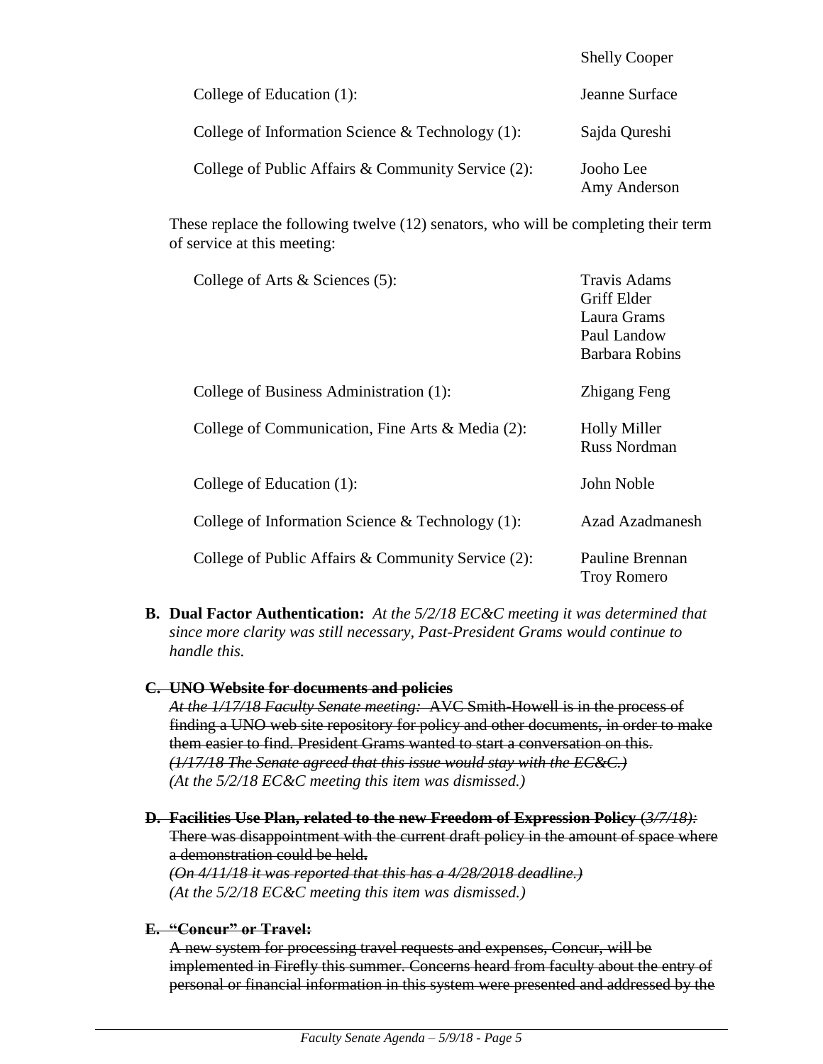| | |
|---|---|
| | Shelly Cooper |
| College of Education (1): | Jeanne Surface |
| College of Information Science & Technology (1): | Sajda Qureshi |
| College of Public Affairs & Community Service (2): | Jooho Lee<br>Amy Anderson |

These replace the following twelve (12) senators, who will be completing their term of service at this meeting:

| | |
|---|---|
| College of Arts & Sciences (5): | Travis Adams<br>Griff Elder<br>Laura Grams<br>Paul Landow<br>Barbara Robins |
| College of Business Administration (1): | Zhigang Feng |
| College of Communication, Fine Arts & Media (2): | Holly Miller<br>Russ Nordman |
| College of Education (1): | John Noble |
| College of Information Science & Technology (1): | Azad Azadmanesh |
| College of Public Affairs & Community Service (2): | Pauline Brennan<br>Troy Romero |

**B. Dual Factor Authentication:** *At the 5/2/18 EC&C meeting it was determined that since more clarity was still necessary, Past-President Grams would continue to handle this.*

~~**C. UNO Website for documents and policies**~~
~~*At the 1/17/18 Faculty Senate meeting:* AVC Smith-Howell is in the process of finding a UNO web site repository for policy and other documents, in order to make them easier to find. President Grams wanted to start a conversation on this.~~
~~*(1/17/18 The Senate agreed that this issue would stay with the EC&C.)*~~
*(At the 5/2/18 EC&C meeting this item was dismissed.)*

~~**D. Facilities Use Plan, related to the new Freedom of Expression Policy** *(3/7/18):*~~
~~There was disappointment with the current draft policy in the amount of space where a demonstration could be held.~~
~~*(On 4/11/18 it was reported that this has a 4/28/2018 deadline.)*~~
*(At the 5/2/18 EC&C meeting this item was dismissed.)*

~~**E. "Concur" or Travel:**~~
~~A new system for processing travel requests and expenses, Concur, will be implemented in Firefly this summer. Concerns heard from faculty about the entry of personal or financial information in this system were presented and addressed by the~~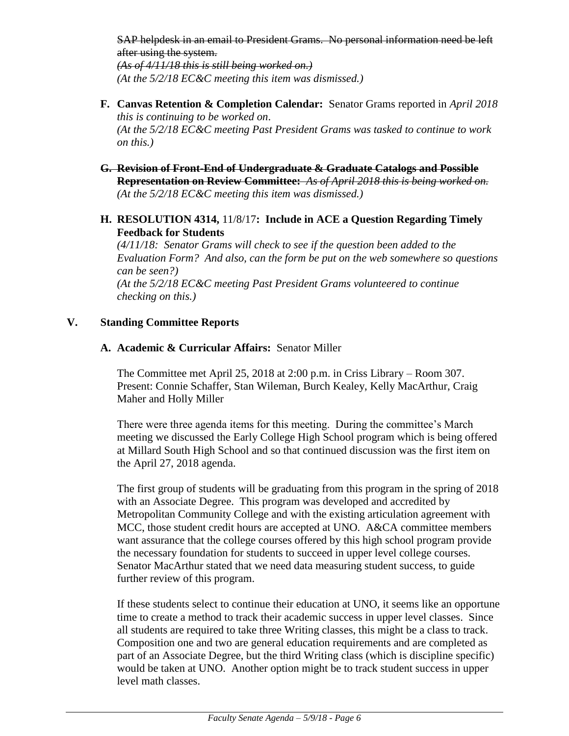~~SAP helpdesk in an email to President Grams. No personal information need be left after using the system.~~
~~*(As of 4/11/18 this is still being worked on.)*~~
*(At the 5/2/18 EC&C meeting this item was dismissed.)*

**F. Canvas Retention & Completion Calendar:** Senator Grams reported in *April 2018 this is continuing to be worked on*.
*(At the 5/2/18 EC&C meeting Past President Grams was tasked to continue to work on this.)*

~~**G. Revision of Front-End of Undergraduate & Graduate Catalogs and Possible Representation on Review Committee:** *As of April 2018 this is being worked on.*~~
*(At the 5/2/18 EC&C meeting this item was dismissed.)*

**H. RESOLUTION 4314,** 11/8/17**: Include in ACE a Question Regarding Timely Feedback for Students**
*(4/11/18: Senator Grams will check to see if the question been added to the Evaluation Form? And also, can the form be put on the web somewhere so questions can be seen?)*
*(At the 5/2/18 EC&C meeting Past President Grams volunteered to continue checking on this.)*

## V. Standing Committee Reports

### A. Academic & Curricular Affairs: Senator Miller

The Committee met April 25, 2018 at 2:00 p.m. in Criss Library – Room 307. Present: Connie Schaffer, Stan Wileman, Burch Kealey, Kelly MacArthur, Craig Maher and Holly Miller

There were three agenda items for this meeting. During the committee's March meeting we discussed the Early College High School program which is being offered at Millard South High School and so that continued discussion was the first item on the April 27, 2018 agenda.

The first group of students will be graduating from this program in the spring of 2018 with an Associate Degree. This program was developed and accredited by Metropolitan Community College and with the existing articulation agreement with MCC, those student credit hours are accepted at UNO. A&CA committee members want assurance that the college courses offered by this high school program provide the necessary foundation for students to succeed in upper level college courses. Senator MacArthur stated that we need data measuring student success, to guide further review of this program.

If these students select to continue their education at UNO, it seems like an opportune time to create a method to track their academic success in upper level classes. Since all students are required to take three Writing classes, this might be a class to track. Composition one and two are general education requirements and are completed as part of an Associate Degree, but the third Writing class (which is discipline specific) would be taken at UNO. Another option might be to track student success in upper level math classes.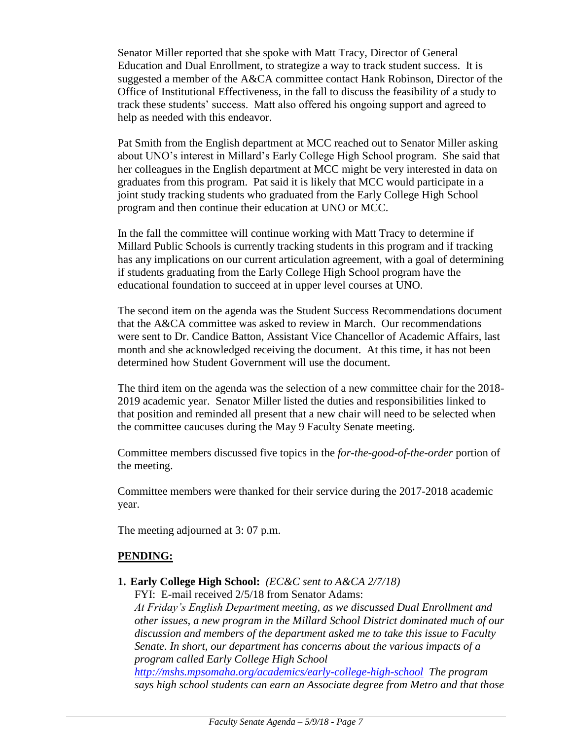Senator Miller reported that she spoke with Matt Tracy, Director of General Education and Dual Enrollment, to strategize a way to track student success. It is suggested a member of the A&CA committee contact Hank Robinson, Director of the Office of Institutional Effectiveness, in the fall to discuss the feasibility of a study to track these students' success. Matt also offered his ongoing support and agreed to help as needed with this endeavor.

Pat Smith from the English department at MCC reached out to Senator Miller asking about UNO's interest in Millard's Early College High School program. She said that her colleagues in the English department at MCC might be very interested in data on graduates from this program. Pat said it is likely that MCC would participate in a joint study tracking students who graduated from the Early College High School program and then continue their education at UNO or MCC.

In the fall the committee will continue working with Matt Tracy to determine if Millard Public Schools is currently tracking students in this program and if tracking has any implications on our current articulation agreement, with a goal of determining if students graduating from the Early College High School program have the educational foundation to succeed at in upper level courses at UNO.

The second item on the agenda was the Student Success Recommendations document that the A&CA committee was asked to review in March. Our recommendations were sent to Dr. Candice Batton, Assistant Vice Chancellor of Academic Affairs, last month and she acknowledged receiving the document. At this time, it has not been determined how Student Government will use the document.

The third item on the agenda was the selection of a new committee chair for the 2018-2019 academic year. Senator Miller listed the duties and responsibilities linked to that position and reminded all present that a new chair will need to be selected when the committee caucuses during the May 9 Faculty Senate meeting.

Committee members discussed five topics in the *for-the-good-of-the-order* portion of the meeting.

Committee members were thanked for their service during the 2017-2018 academic year.

The meeting adjourned at 3: 07 p.m.

## PENDING:

1. **Early College High School:** *(EC&C sent to A&CA 2/7/18)*
   FYI: E-mail received 2/5/18 from Senator Adams:
   *At Friday's English Department meeting, as we discussed Dual Enrollment and other issues, a new program in the Millard School District dominated much of our discussion and members of the department asked me to take this issue to Faculty Senate. In short, our department has concerns about the various impacts of a program called Early College High School* *http://mshs.mpsomaha.org/academics/early-college-high-school* *The program says high school students can earn an Associate degree from Metro and that those*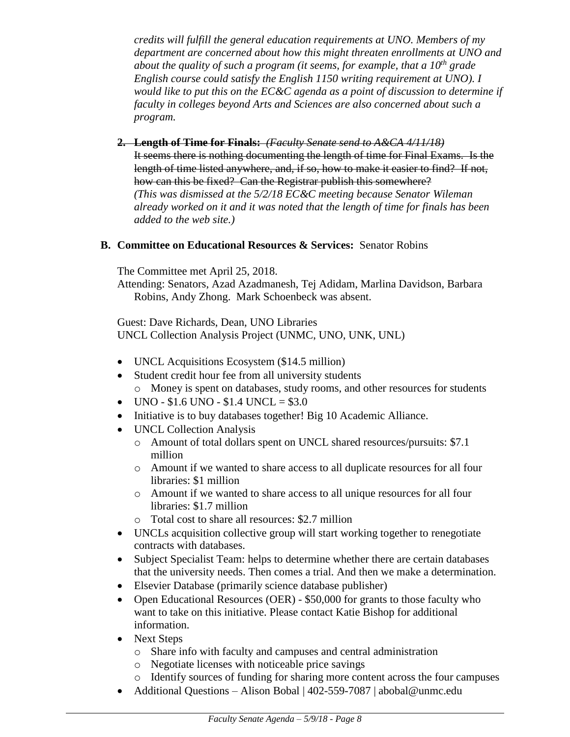*credits will fulfill the general education requirements at UNO. Members of my department are concerned about how this might threaten enrollments at UNO and about the quality of such a program (it seems, for example, that a 10th grade English course could satisfy the English 1150 writing requirement at UNO). I would like to put this on the EC&C agenda as a point of discussion to determine if faculty in colleges beyond Arts and Sciences are also concerned about such a program.*

2. ~~**Length of Time for Finals:** *(Faculty Senate send to A&CA 4/11/18)*~~
   ~~It seems there is nothing documenting the length of time for Final Exams. Is the length of time listed anywhere, and, if so, how to make it easier to find? If not, how can this be fixed? Can the Registrar publish this somewhere?~~
   *(This was dismissed at the 5/2/18 EC&C meeting because Senator Wileman already worked on it and it was noted that the length of time for finals has been added to the web site.)*

**B. Committee on Educational Resources & Services:** Senator Robins

The Committee met April 25, 2018.
Attending: Senators, Azad Azadmanesh, Tej Adidam, Marlina Davidson, Barbara Robins, Andy Zhong. Mark Schoenbeck was absent.

Guest: Dave Richards, Dean, UNO Libraries
UNCL Collection Analysis Project (UNMC, UNO, UNK, UNL)

- UNCL Acquisitions Ecosystem ($14.5 million)
- Student credit hour fee from all university students
  - Money is spent on databases, study rooms, and other resources for students
- UNO - $1.6 UNO - $1.4 UNCL = $3.0
- Initiative is to buy databases together! Big 10 Academic Alliance.
- UNCL Collection Analysis
  - Amount of total dollars spent on UNCL shared resources/pursuits: $7.1 million
  - Amount if we wanted to share access to all duplicate resources for all four libraries: $1 million
  - Amount if we wanted to share access to all unique resources for all four libraries: $1.7 million
  - Total cost to share all resources: $2.7 million
- UNCLs acquisition collective group will start working together to renegotiate contracts with databases.
- Subject Specialist Team: helps to determine whether there are certain databases that the university needs. Then comes a trial. And then we make a determination.
- Elsevier Database (primarily science database publisher)
- Open Educational Resources (OER) - $50,000 for grants to those faculty who want to take on this initiative. Please contact Katie Bishop for additional information.
- Next Steps
  - Share info with faculty and campuses and central administration
  - Negotiate licenses with noticeable price savings
  - Identify sources of funding for sharing more content across the four campuses
- Additional Questions – Alison Bobal | 402-559-7087 | abobal@unmc.edu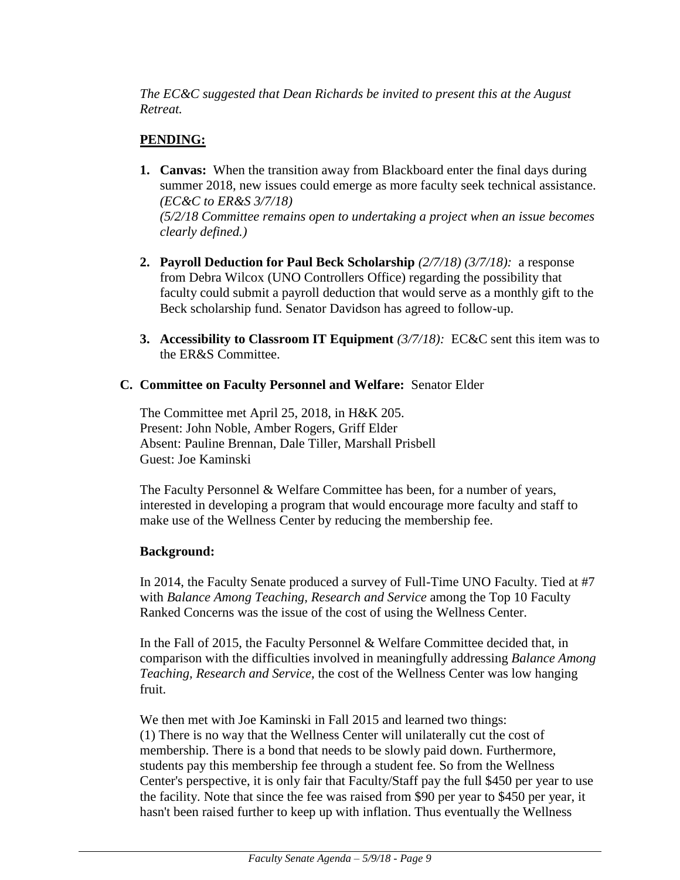*The EC&C suggested that Dean Richards be invited to present this at the August Retreat.*

**PENDING:**

1. **Canvas:** When the transition away from Blackboard enter the final days during summer 2018, new issues could emerge as more faculty seek technical assistance. *(EC&C to ER&S 3/7/18)*
   *(5/2/18 Committee remains open to undertaking a project when an issue becomes clearly defined.)*

2. **Payroll Deduction for Paul Beck Scholarship** *(2/7/18) (3/7/18):* a response from Debra Wilcox (UNO Controllers Office) regarding the possibility that faculty could submit a payroll deduction that would serve as a monthly gift to the Beck scholarship fund. Senator Davidson has agreed to follow-up.

3. **Accessibility to Classroom IT Equipment** *(3/7/18):* EC&C sent this item was to the ER&S Committee.

**C. Committee on Faculty Personnel and Welfare:** Senator Elder

The Committee met April 25, 2018, in H&K 205.
Present: John Noble, Amber Rogers, Griff Elder
Absent: Pauline Brennan, Dale Tiller, Marshall Prisbell
Guest: Joe Kaminski

The Faculty Personnel & Welfare Committee has been, for a number of years, interested in developing a program that would encourage more faculty and staff to make use of the Wellness Center by reducing the membership fee.

**Background:**

In 2014, the Faculty Senate produced a survey of Full-Time UNO Faculty. Tied at #7 with *Balance Among Teaching, Research and Service* among the Top 10 Faculty Ranked Concerns was the issue of the cost of using the Wellness Center.

In the Fall of 2015, the Faculty Personnel & Welfare Committee decided that, in comparison with the difficulties involved in meaningfully addressing *Balance Among Teaching, Research and Service*, the cost of the Wellness Center was low hanging fruit.

We then met with Joe Kaminski in Fall 2015 and learned two things:
(1) There is no way that the Wellness Center will unilaterally cut the cost of membership. There is a bond that needs to be slowly paid down. Furthermore, students pay this membership fee through a student fee. So from the Wellness Center's perspective, it is only fair that Faculty/Staff pay the full $450 per year to use the facility. Note that since the fee was raised from $90 per year to $450 per year, it hasn't been raised further to keep up with inflation. Thus eventually the Wellness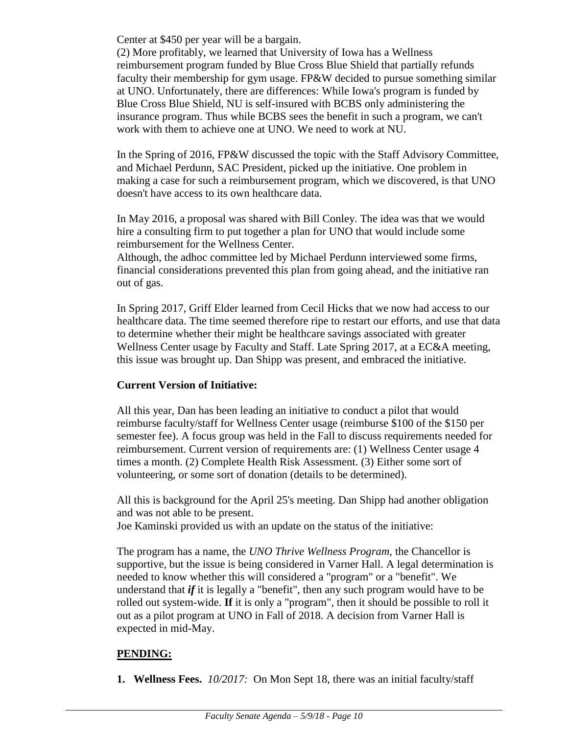Center at $450 per year will be a bargain.

(2) More profitably, we learned that University of Iowa has a Wellness reimbursement program funded by Blue Cross Blue Shield that partially refunds faculty their membership for gym usage. FP&W decided to pursue something similar at UNO. Unfortunately, there are differences: While Iowa's program is funded by Blue Cross Blue Shield, NU is self-insured with BCBS only administering the insurance program. Thus while BCBS sees the benefit in such a program, we can't work with them to achieve one at UNO. We need to work at NU.

In the Spring of 2016, FP&W discussed the topic with the Staff Advisory Committee, and Michael Perdunn, SAC President, picked up the initiative. One problem in making a case for such a reimbursement program, which we discovered, is that UNO doesn't have access to its own healthcare data.

In May 2016, a proposal was shared with Bill Conley. The idea was that we would hire a consulting firm to put together a plan for UNO that would include some reimbursement for the Wellness Center.

Although, the adhoc committee led by Michael Perdunn interviewed some firms, financial considerations prevented this plan from going ahead, and the initiative ran out of gas.

In Spring 2017, Griff Elder learned from Cecil Hicks that we now had access to our healthcare data. The time seemed therefore ripe to restart our efforts, and use that data to determine whether their might be healthcare savings associated with greater Wellness Center usage by Faculty and Staff. Late Spring 2017, at a EC&A meeting, this issue was brought up. Dan Shipp was present, and embraced the initiative.

**Current Version of Initiative:**

All this year, Dan has been leading an initiative to conduct a pilot that would reimburse faculty/staff for Wellness Center usage (reimburse $100 of the $150 per semester fee). A focus group was held in the Fall to discuss requirements needed for reimbursement. Current version of requirements are: (1) Wellness Center usage 4 times a month. (2) Complete Health Risk Assessment. (3) Either some sort of volunteering, or some sort of donation (details to be determined).

All this is background for the April 25's meeting. Dan Shipp had another obligation and was not able to be present.

Joe Kaminski provided us with an update on the status of the initiative:

The program has a name, the *UNO Thrive Wellness Program,* the Chancellor is supportive, but the issue is being considered in Varner Hall. A legal determination is needed to know whether this will considered a "program" or a "benefit". We understand that ***if*** it is legally a "benefit", then any such program would have to be rolled out system-wide. **If** it is only a "program", then it should be possible to roll it out as a pilot program at UNO in Fall of 2018. A decision from Varner Hall is expected in mid-May.

## PENDING:

1. **Wellness Fees.** *10/2017:* On Mon Sept 18, there was an initial faculty/staff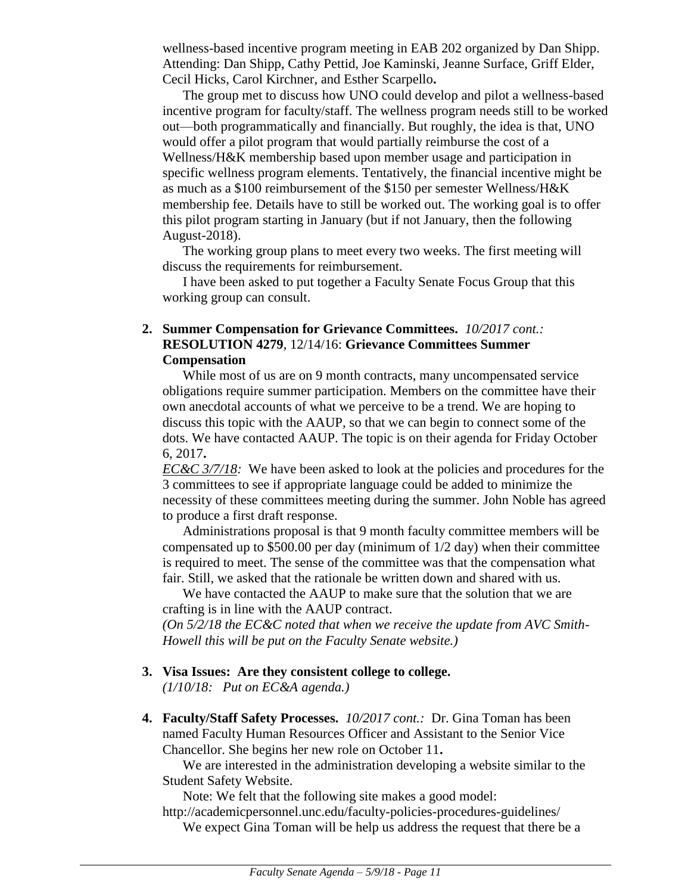wellness-based incentive program meeting in EAB 202 organized by Dan Shipp. Attending: Dan Shipp, Cathy Pettid, Joe Kaminski, Jeanne Surface, Griff Elder, Cecil Hicks, Carol Kirchner, and Esther Scarpello**.**

The group met to discuss how UNO could develop and pilot a wellness-based incentive program for faculty/staff. The wellness program needs still to be worked out—both programmatically and financially. But roughly, the idea is that, UNO would offer a pilot program that would partially reimburse the cost of a Wellness/H&K membership based upon member usage and participation in specific wellness program elements. Tentatively, the financial incentive might be as much as a $100 reimbursement of the $150 per semester Wellness/H&K membership fee. Details have to still be worked out. The working goal is to offer this pilot program starting in January (but if not January, then the following August-2018).

The working group plans to meet every two weeks. The first meeting will discuss the requirements for reimbursement.

I have been asked to put together a Faculty Senate Focus Group that this working group can consult.

2. **Summer Compensation for Grievance Committees.** *10/2017 cont.:* **RESOLUTION 4279**, 12/14/16: **Grievance Committees Summer Compensation**

   While most of us are on 9 month contracts, many uncompensated service obligations require summer participation. Members on the committee have their own anecdotal accounts of what we perceive to be a trend. We are hoping to discuss this topic with the AAUP, so that we can begin to connect some of the dots. We have contacted AAUP. The topic is on their agenda for Friday October 6, 2017**.**

   *EC&C 3/7/18:* We have been asked to look at the policies and procedures for the 3 committees to see if appropriate language could be added to minimize the necessity of these committees meeting during the summer. John Noble has agreed to produce a first draft response.

   Administrations proposal is that 9 month faculty committee members will be compensated up to $500.00 per day (minimum of 1/2 day) when their committee is required to meet. The sense of the committee was that the compensation what fair. Still, we asked that the rationale be written down and shared with us.

   We have contacted the AAUP to make sure that the solution that we are crafting is in line with the AAUP contract.

   *(On 5/2/18 the EC&C noted that when we receive the update from AVC Smith-Howell this will be put on the Faculty Senate website.)*

3. **Visa Issues: Are they consistent college to college.**
   *(1/10/18: Put on EC&A agenda.)*

4. **Faculty/Staff Safety Processes.** *10/2017 cont.:* Dr. Gina Toman has been named Faculty Human Resources Officer and Assistant to the Senior Vice Chancellor. She begins her new role on October 11**.**

   We are interested in the administration developing a website similar to the Student Safety Website.

   Note: We felt that the following site makes a good model: http://academicpersonnel.unc.edu/faculty-policies-procedures-guidelines/

   We expect Gina Toman will be help us address the request that there be a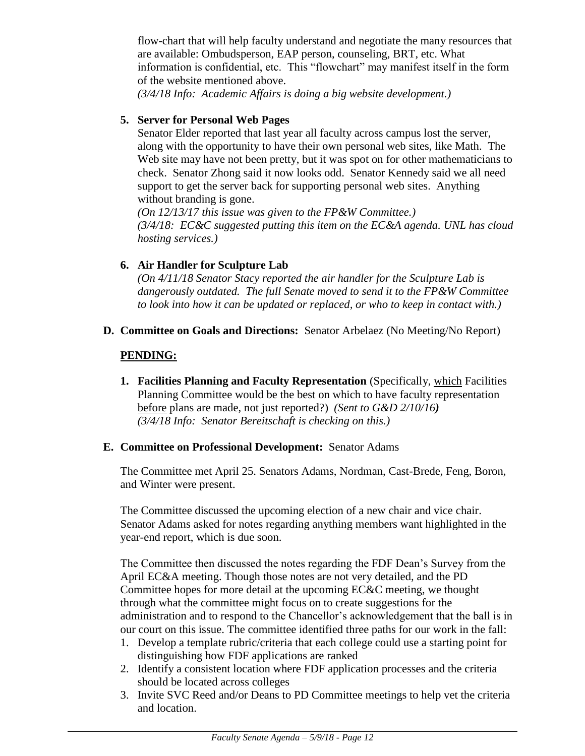flow-chart that will help faculty understand and negotiate the many resources that are available: Ombudsperson, EAP person, counseling, BRT, etc. What information is confidential, etc. This "flowchart" may manifest itself in the form of the website mentioned above.
*(3/4/18 Info: Academic Affairs is doing a big website development.)*

**5. Server for Personal Web Pages**

Senator Elder reported that last year all faculty across campus lost the server, along with the opportunity to have their own personal web sites, like Math. The Web site may have not been pretty, but it was spot on for other mathematicians to check. Senator Zhong said it now looks odd. Senator Kennedy said we all need support to get the server back for supporting personal web sites. Anything without branding is gone.
*(On 12/13/17 this issue was given to the FP&W Committee.)*
*(3/4/18: EC&C suggested putting this item on the EC&A agenda. UNL has cloud hosting services.)*

**6. Air Handler for Sculpture Lab**

*(On 4/11/18 Senator Stacy reported the air handler for the Sculpture Lab is dangerously outdated. The full Senate moved to send it to the FP&W Committee to look into how it can be updated or replaced, or who to keep in contact with.)*

**D. Committee on Goals and Directions:** Senator Arbelaez (No Meeting/No Report)

**PENDING:**

**1. Facilities Planning and Faculty Representation** (Specifically, which Facilities Planning Committee would be the best on which to have faculty representation before plans are made, not just reported?) *(Sent to G&D 2/10/16)*
*(3/4/18 Info: Senator Bereitschaft is checking on this.)*

**E. Committee on Professional Development:** Senator Adams

The Committee met April 25. Senators Adams, Nordman, Cast-Brede, Feng, Boron, and Winter were present.

The Committee discussed the upcoming election of a new chair and vice chair. Senator Adams asked for notes regarding anything members want highlighted in the year-end report, which is due soon.

The Committee then discussed the notes regarding the FDF Dean's Survey from the April EC&A meeting. Though those notes are not very detailed, and the PD Committee hopes for more detail at the upcoming EC&C meeting, we thought through what the committee might focus on to create suggestions for the administration and to respond to the Chancellor's acknowledgement that the ball is in our court on this issue. The committee identified three paths for our work in the fall:

1. Develop a template rubric/criteria that each college could use a starting point for distinguishing how FDF applications are ranked
2. Identify a consistent location where FDF application processes and the criteria should be located across colleges
3. Invite SVC Reed and/or Deans to PD Committee meetings to help vet the criteria and location.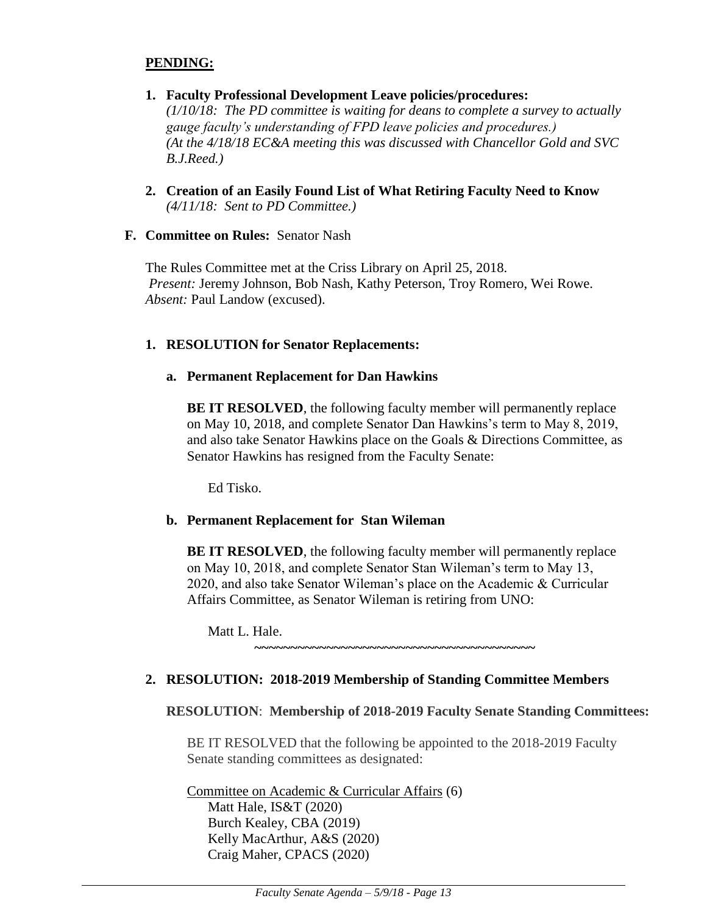**PENDING:**

1. **Faculty Professional Development Leave policies/procedures:**
   *(1/10/18: The PD committee is waiting for deans to complete a survey to actually gauge faculty's understanding of FPD leave policies and procedures.)*
   *(At the 4/18/18 EC&A meeting this was discussed with Chancellor Gold and SVC B.J.Reed.)*

2. **Creation of an Easily Found List of What Retiring Faculty Need to Know**
   *(4/11/18: Sent to PD Committee.)*

**F. Committee on Rules:** Senator Nash

The Rules Committee met at the Criss Library on April 25, 2018.
*Present:* Jeremy Johnson, Bob Nash, Kathy Peterson, Troy Romero, Wei Rowe.
*Absent:* Paul Landow (excused).

**1. RESOLUTION for Senator Replacements:**

**a. Permanent Replacement for Dan Hawkins**

**BE IT RESOLVED**, the following faculty member will permanently replace on May 10, 2018, and complete Senator Dan Hawkins's term to May 8, 2019, and also take Senator Hawkins place on the Goals & Directions Committee, as Senator Hawkins has resigned from the Faculty Senate:

Ed Tisko.

**b. Permanent Replacement for Stan Wileman**

**BE IT RESOLVED**, the following faculty member will permanently replace on May 10, 2018, and complete Senator Stan Wileman's term to May 13, 2020, and also take Senator Wileman's place on the Academic & Curricular Affairs Committee, as Senator Wileman is retiring from UNO:

Matt L. Hale.

~~~~~~~~~~~~~~~~~~~~~~~~~~~~~~~~~~~~~~~~

**2. RESOLUTION: 2018-2019 Membership of Standing Committee Members**

**RESOLUTION**: **Membership of 2018-2019 Faculty Senate Standing Committees:**

BE IT RESOLVED that the following be appointed to the 2018-2019 Faculty Senate standing committees as designated:

Committee on Academic & Curricular Affairs (6)
Matt Hale, IS&T (2020)
Burch Kealey, CBA (2019)
Kelly MacArthur, A&S (2020)
Craig Maher, CPACS (2020)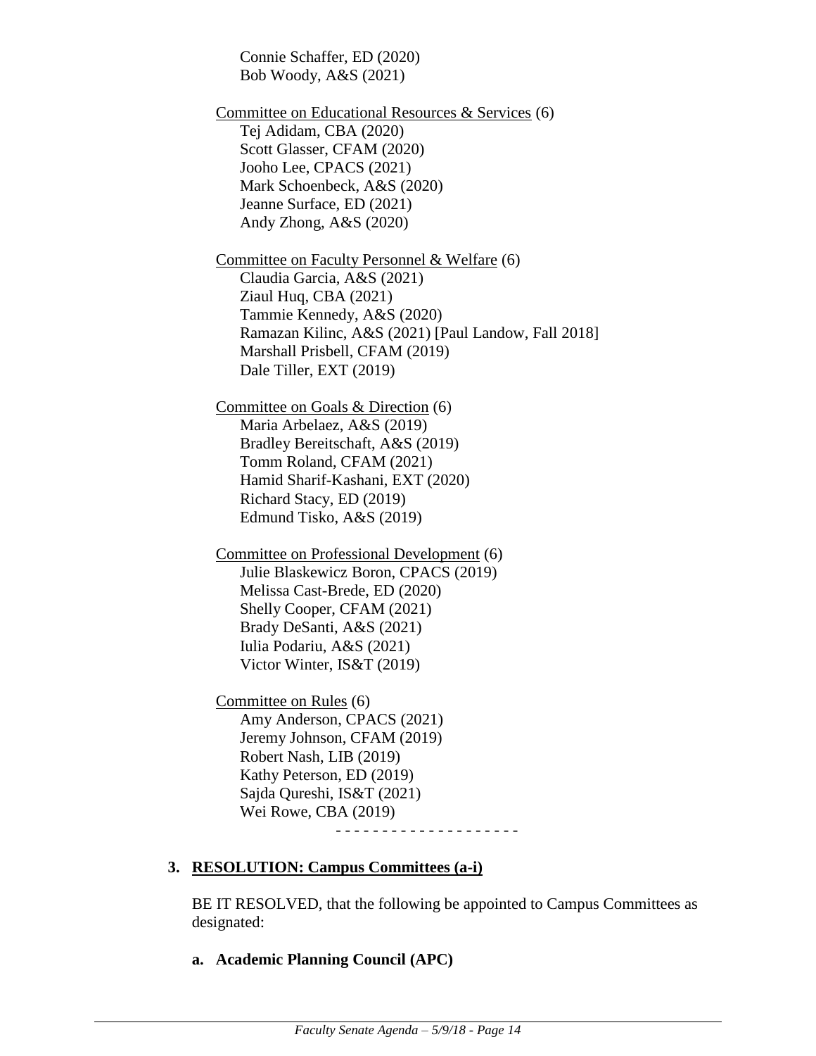Connie Schaffer, ED (2020)
Bob Woody, A&S (2021)

Committee on Educational Resources & Services (6)
Tej Adidam, CBA (2020)
Scott Glasser, CFAM (2020)
Jooho Lee, CPACS (2021)
Mark Schoenbeck, A&S (2020)
Jeanne Surface, ED (2021)
Andy Zhong, A&S (2020)

Committee on Faculty Personnel & Welfare (6)
Claudia Garcia, A&S (2021)
Ziaul Huq, CBA (2021)
Tammie Kennedy, A&S (2020)
Ramazan Kilinc, A&S (2021) [Paul Landow, Fall 2018]
Marshall Prisbell, CFAM (2019)
Dale Tiller, EXT (2019)

Committee on Goals & Direction (6)
Maria Arbelaez, A&S (2019)
Bradley Bereitschaft, A&S (2019)
Tomm Roland, CFAM (2021)
Hamid Sharif-Kashani, EXT (2020)
Richard Stacy, ED (2019)
Edmund Tisko, A&S (2019)

Committee on Professional Development (6)
Julie Blaskewicz Boron, CPACS (2019)
Melissa Cast-Brede, ED (2020)
Shelly Cooper, CFAM (2021)
Brady DeSanti, A&S (2021)
Iulia Podariu, A&S (2021)
Victor Winter, IS&T (2019)

Committee on Rules (6)
Amy Anderson, CPACS (2021)
Jeremy Johnson, CFAM (2019)
Robert Nash, LIB (2019)
Kathy Peterson, ED (2019)
Sajda Qureshi, IS&T (2021)
Wei Rowe, CBA (2019)

\- - - - - - - - - - - - - - - - - - -

## 3. RESOLUTION: Campus Committees (a-i)

BE IT RESOLVED, that the following be appointed to Campus Committees as designated:

**a. Academic Planning Council (APC)**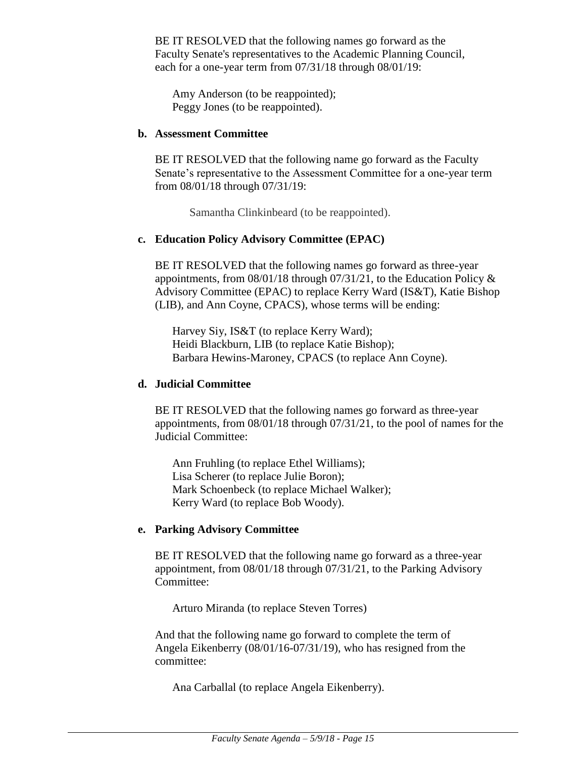BE IT RESOLVED that the following names go forward as the Faculty Senate's representatives to the Academic Planning Council, each for a one-year term from 07/31/18 through 08/01/19:

Amy Anderson (to be reappointed);
Peggy Jones (to be reappointed).

**b. Assessment Committee**

BE IT RESOLVED that the following name go forward as the Faculty Senate's representative to the Assessment Committee for a one-year term from 08/01/18 through 07/31/19:

Samantha Clinkinbeard (to be reappointed).

**c. Education Policy Advisory Committee (EPAC)**

BE IT RESOLVED that the following names go forward as three-year appointments, from 08/01/18 through 07/31/21, to the Education Policy & Advisory Committee (EPAC) to replace Kerry Ward (IS&T), Katie Bishop (LIB), and Ann Coyne, CPACS), whose terms will be ending:

Harvey Siy, IS&T (to replace Kerry Ward);
Heidi Blackburn, LIB (to replace Katie Bishop);
Barbara Hewins-Maroney, CPACS (to replace Ann Coyne).

**d. Judicial Committee**

BE IT RESOLVED that the following names go forward as three-year appointments, from 08/01/18 through 07/31/21, to the pool of names for the Judicial Committee:

Ann Fruhling (to replace Ethel Williams);
Lisa Scherer (to replace Julie Boron);
Mark Schoenbeck (to replace Michael Walker);
Kerry Ward (to replace Bob Woody).

**e. Parking Advisory Committee**

BE IT RESOLVED that the following name go forward as a three-year appointment, from 08/01/18 through 07/31/21, to the Parking Advisory Committee:

Arturo Miranda (to replace Steven Torres)

And that the following name go forward to complete the term of Angela Eikenberry (08/01/16-07/31/19), who has resigned from the committee:

Ana Carballal (to replace Angela Eikenberry).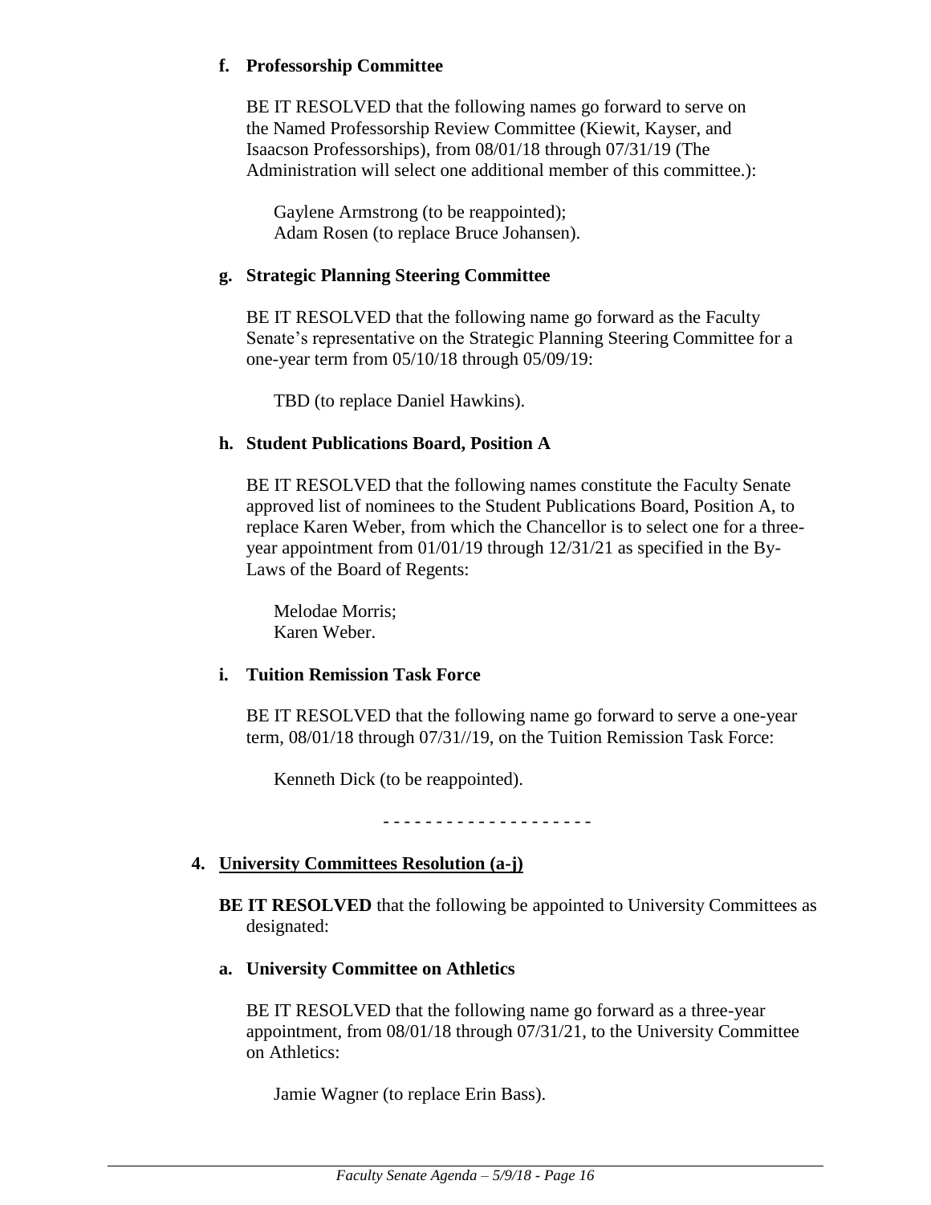**f. Professorship Committee**

BE IT RESOLVED that the following names go forward to serve on the Named Professorship Review Committee (Kiewit, Kayser, and Isaacson Professorships), from 08/01/18 through 07/31/19 (The Administration will select one additional member of this committee.):

Gaylene Armstrong (to be reappointed);
Adam Rosen (to replace Bruce Johansen).

**g. Strategic Planning Steering Committee**

BE IT RESOLVED that the following name go forward as the Faculty Senate's representative on the Strategic Planning Steering Committee for a one-year term from 05/10/18 through 05/09/19:

TBD (to replace Daniel Hawkins).

**h. Student Publications Board, Position A**

BE IT RESOLVED that the following names constitute the Faculty Senate approved list of nominees to the Student Publications Board, Position A, to replace Karen Weber, from which the Chancellor is to select one for a three-year appointment from 01/01/19 through 12/31/21 as specified in the By-Laws of the Board of Regents:

Melodae Morris;
Karen Weber.

**i. Tuition Remission Task Force**

BE IT RESOLVED that the following name go forward to serve a one-year term, 08/01/18 through 07/31//19, on the Tuition Remission Task Force:

Kenneth Dick (to be reappointed).

- - - - - - - - - - - - - - - - - - - -

**4. University Committees Resolution (a-j)**

**BE IT RESOLVED** that the following be appointed to University Committees as designated:

**a. University Committee on Athletics**

BE IT RESOLVED that the following name go forward as a three-year appointment, from 08/01/18 through 07/31/21, to the University Committee on Athletics:

Jamie Wagner (to replace Erin Bass).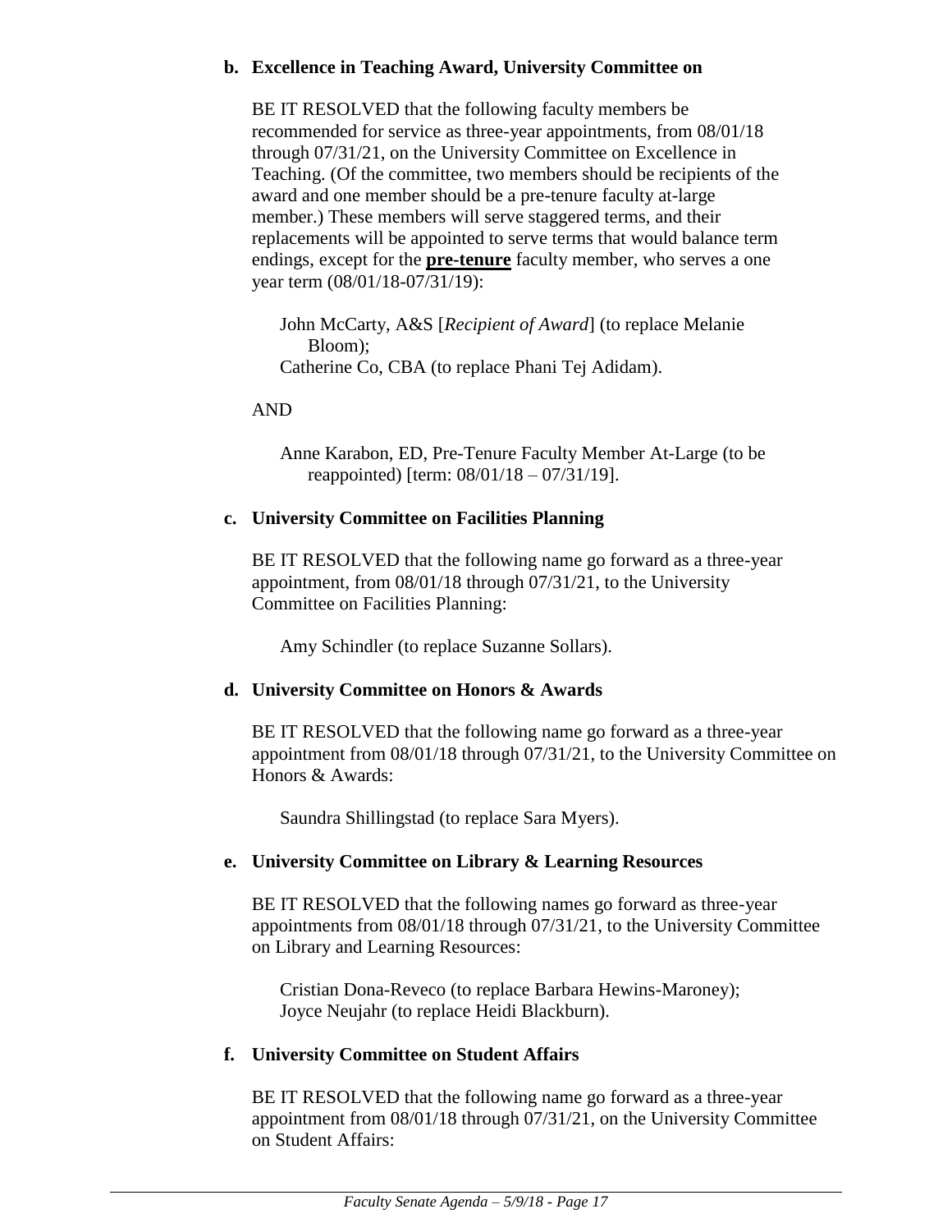**b. Excellence in Teaching Award, University Committee on**

BE IT RESOLVED that the following faculty members be recommended for service as three-year appointments, from 08/01/18 through 07/31/21, on the University Committee on Excellence in Teaching. (Of the committee, two members should be recipients of the award and one member should be a pre-tenure faculty at-large member.) These members will serve staggered terms, and their replacements will be appointed to serve terms that would balance term endings, except for the **pre-tenure** faculty member, who serves a one year term (08/01/18-07/31/19):

John McCarty, A&S [*Recipient of Award*] (to replace Melanie Bloom);
Catherine Co, CBA (to replace Phani Tej Adidam).

AND

Anne Karabon, ED, Pre-Tenure Faculty Member At-Large (to be reappointed) [term: 08/01/18 – 07/31/19].

**c. University Committee on Facilities Planning**

BE IT RESOLVED that the following name go forward as a three-year appointment, from 08/01/18 through 07/31/21, to the University Committee on Facilities Planning:

Amy Schindler (to replace Suzanne Sollars).

**d. University Committee on Honors & Awards**

BE IT RESOLVED that the following name go forward as a three-year appointment from 08/01/18 through 07/31/21, to the University Committee on Honors & Awards:

Saundra Shillingstad (to replace Sara Myers).

**e. University Committee on Library & Learning Resources**

BE IT RESOLVED that the following names go forward as three-year appointments from 08/01/18 through 07/31/21, to the University Committee on Library and Learning Resources:

Cristian Dona-Reveco (to replace Barbara Hewins-Maroney);
Joyce Neujahr (to replace Heidi Blackburn).

**f. University Committee on Student Affairs**

BE IT RESOLVED that the following name go forward as a three-year appointment from 08/01/18 through 07/31/21, on the University Committee on Student Affairs: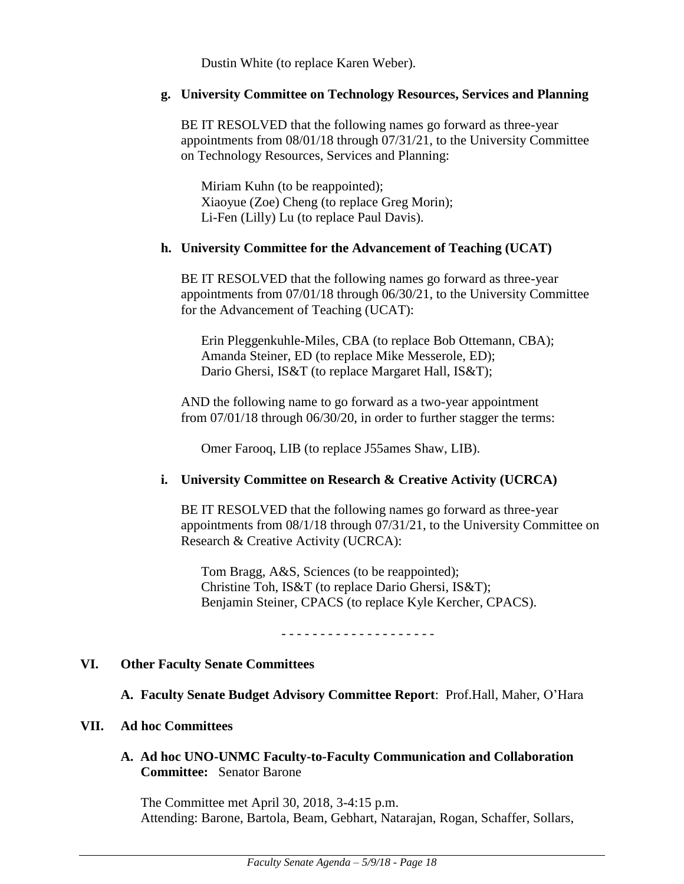Dustin White (to replace Karen Weber).

**g. University Committee on Technology Resources, Services and Planning**

BE IT RESOLVED that the following names go forward as three-year appointments from 08/01/18 through 07/31/21, to the University Committee on Technology Resources, Services and Planning:

Miriam Kuhn (to be reappointed);
Xiaoyue (Zoe) Cheng (to replace Greg Morin);
Li-Fen (Lilly) Lu (to replace Paul Davis).

**h. University Committee for the Advancement of Teaching (UCAT)**

BE IT RESOLVED that the following names go forward as three-year appointments from 07/01/18 through 06/30/21, to the University Committee for the Advancement of Teaching (UCAT):

Erin Pleggenkuhle-Miles, CBA (to replace Bob Ottemann, CBA);
Amanda Steiner, ED (to replace Mike Messerole, ED);
Dario Ghersi, IS&T (to replace Margaret Hall, IS&T);

AND the following name to go forward as a two-year appointment from 07/01/18 through 06/30/20, in order to further stagger the terms:

Omer Farooq, LIB (to replace J55ames Shaw, LIB).

**i. University Committee on Research & Creative Activity (UCRCA)**

BE IT RESOLVED that the following names go forward as three-year appointments from 08/1/18 through 07/31/21, to the University Committee on Research & Creative Activity (UCRCA):

Tom Bragg, A&S, Sciences (to be reappointed);
Christine Toh, IS&T (to replace Dario Ghersi, IS&T);
Benjamin Steiner, CPACS (to replace Kyle Kercher, CPACS).

- - - - - - - - - - - - - - - - - - - -

## VI. Other Faculty Senate Committees

**A. Faculty Senate Budget Advisory Committee Report**: Prof.Hall, Maher, O'Hara

## VII. Ad hoc Committees

**A. Ad hoc UNO-UNMC Faculty-to-Faculty Communication and Collaboration Committee:** Senator Barone

The Committee met April 30, 2018, 3-4:15 p.m.
Attending: Barone, Bartola, Beam, Gebhart, Natarajan, Rogan, Schaffer, Sollars,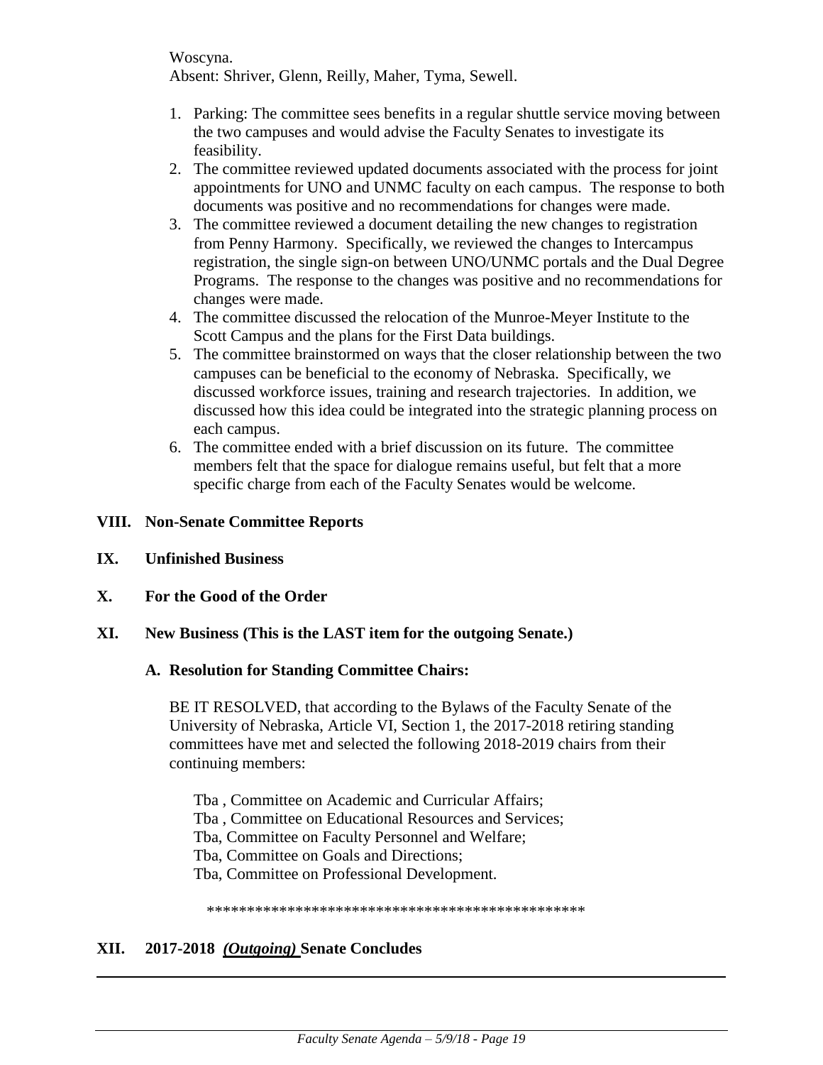Woscyna.
Absent: Shriver, Glenn, Reilly, Maher, Tyma, Sewell.

1. Parking: The committee sees benefits in a regular shuttle service moving between the two campuses and would advise the Faculty Senates to investigate its feasibility.
2. The committee reviewed updated documents associated with the process for joint appointments for UNO and UNMC faculty on each campus. The response to both documents was positive and no recommendations for changes were made.
3. The committee reviewed a document detailing the new changes to registration from Penny Harmony. Specifically, we reviewed the changes to Intercampus registration, the single sign-on between UNO/UNMC portals and the Dual Degree Programs. The response to the changes was positive and no recommendations for changes were made.
4. The committee discussed the relocation of the Munroe-Meyer Institute to the Scott Campus and the plans for the First Data buildings.
5. The committee brainstormed on ways that the closer relationship between the two campuses can be beneficial to the economy of Nebraska. Specifically, we discussed workforce issues, training and research trajectories. In addition, we discussed how this idea could be integrated into the strategic planning process on each campus.
6. The committee ended with a brief discussion on its future. The committee members felt that the space for dialogue remains useful, but felt that a more specific charge from each of the Faculty Senates would be welcome.

## VIII. Non-Senate Committee Reports

## IX. Unfinished Business

## X. For the Good of the Order

## XI. New Business (This is the LAST item for the outgoing Senate.)

### A. Resolution for Standing Committee Chairs:

BE IT RESOLVED, that according to the Bylaws of the Faculty Senate of the University of Nebraska, Article VI, Section 1, the 2017-2018 retiring standing committees have met and selected the following 2018-2019 chairs from their continuing members:

Tba , Committee on Academic and Curricular Affairs;
Tba , Committee on Educational Resources and Services;
Tba, Committee on Faculty Personnel and Welfare;
Tba, Committee on Goals and Directions;
Tba, Committee on Professional Development.

\*\*\*\*\*\*\*\*\*\*\*\*\*\*\*\*\*\*\*\*\*\*\*\*\*\*\*\*\*\*\*\*\*\*\*\*\*\*\*\*\*\*\*\*\*\*\*\*

## XII. 2017-2018 ***(Outgoing)*** Senate Concludes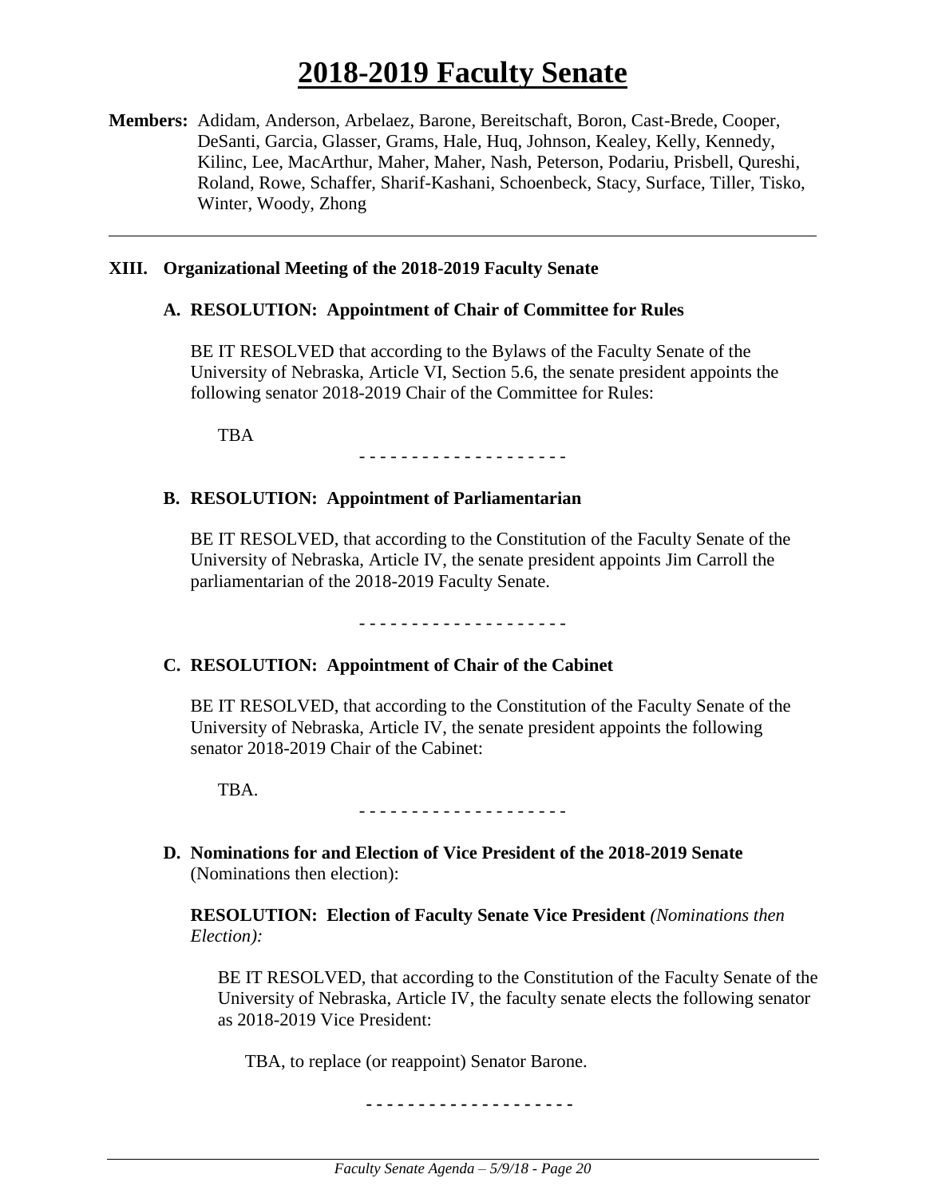# 2018-2019 Faculty Senate

**Members:** Adidam, Anderson, Arbelaez, Barone, Bereitschaft, Boron, Cast-Brede, Cooper, DeSanti, Garcia, Glasser, Grams, Hale, Huq, Johnson, Kealey, Kelly, Kennedy, Kilinc, Lee, MacArthur, Maher, Maher, Nash, Peterson, Podariu, Prisbell, Qureshi, Roland, Rowe, Schaffer, Sharif-Kashani, Schoenbeck, Stacy, Surface, Tiller, Tisko, Winter, Woody, Zhong

---

## XIII. Organizational Meeting of the 2018-2019 Faculty Senate

### A. RESOLUTION: Appointment of Chair of Committee for Rules

BE IT RESOLVED that according to the Bylaws of the Faculty Senate of the University of Nebraska, Article VI, Section 5.6, the senate president appoints the following senator 2018-2019 Chair of the Committee for Rules:

TBA

\- - - - - - - - - - - - - - - - - - - -

### B. RESOLUTION: Appointment of Parliamentarian

BE IT RESOLVED, that according to the Constitution of the Faculty Senate of the University of Nebraska, Article IV, the senate president appoints Jim Carroll the parliamentarian of the 2018-2019 Faculty Senate.

\- - - - - - - - - - - - - - - - - - - -

### C. RESOLUTION: Appointment of Chair of the Cabinet

BE IT RESOLVED, that according to the Constitution of the Faculty Senate of the University of Nebraska, Article IV, the senate president appoints the following senator 2018-2019 Chair of the Cabinet:

TBA.

\- - - - - - - - - - - - - - - - - - - -

### D. Nominations for and Election of Vice President of the 2018-2019 Senate
(Nominations then election):

**RESOLUTION: Election of Faculty Senate Vice President** *(Nominations then Election):*

BE IT RESOLVED, that according to the Constitution of the Faculty Senate of the University of Nebraska, Article IV, the faculty senate elects the following senator as 2018-2019 Vice President:

TBA, to replace (or reappoint) Senator Barone.

\- - - - - - - - - - - - - - - - - - - -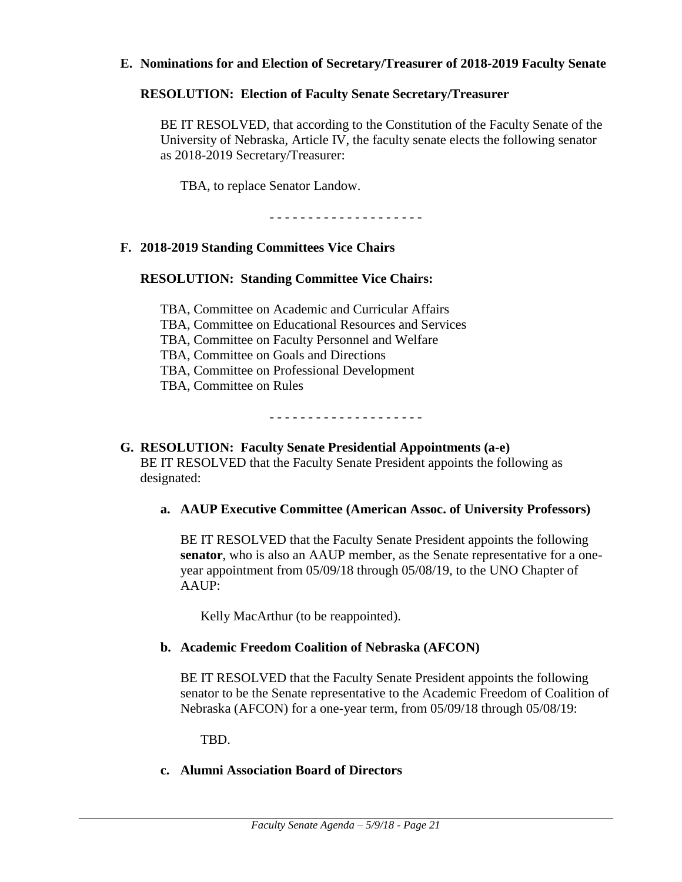**E. Nominations for and Election of Secretary/Treasurer of 2018-2019 Faculty Senate**

**RESOLUTION: Election of Faculty Senate Secretary/Treasurer**

BE IT RESOLVED, that according to the Constitution of the Faculty Senate of the University of Nebraska, Article IV, the faculty senate elects the following senator as 2018-2019 Secretary/Treasurer:

TBA, to replace Senator Landow.

- - - - - - - - - - - - - - - - - - - -

**F. 2018-2019 Standing Committees Vice Chairs**

**RESOLUTION: Standing Committee Vice Chairs:**

TBA, Committee on Academic and Curricular Affairs
TBA, Committee on Educational Resources and Services
TBA, Committee on Faculty Personnel and Welfare
TBA, Committee on Goals and Directions
TBA, Committee on Professional Development
TBA, Committee on Rules

- - - - - - - - - - - - - - - - - - - -

**G. RESOLUTION: Faculty Senate Presidential Appointments (a-e)**
BE IT RESOLVED that the Faculty Senate President appoints the following as designated:

**a. AAUP Executive Committee (American Assoc. of University Professors)**

BE IT RESOLVED that the Faculty Senate President appoints the following **senator**, who is also an AAUP member, as the Senate representative for a one-year appointment from 05/09/18 through 05/08/19, to the UNO Chapter of AAUP:

Kelly MacArthur (to be reappointed).

**b. Academic Freedom Coalition of Nebraska (AFCON)**

BE IT RESOLVED that the Faculty Senate President appoints the following senator to be the Senate representative to the Academic Freedom of Coalition of Nebraska (AFCON) for a one-year term, from 05/09/18 through 05/08/19:

TBD.

**c. Alumni Association Board of Directors**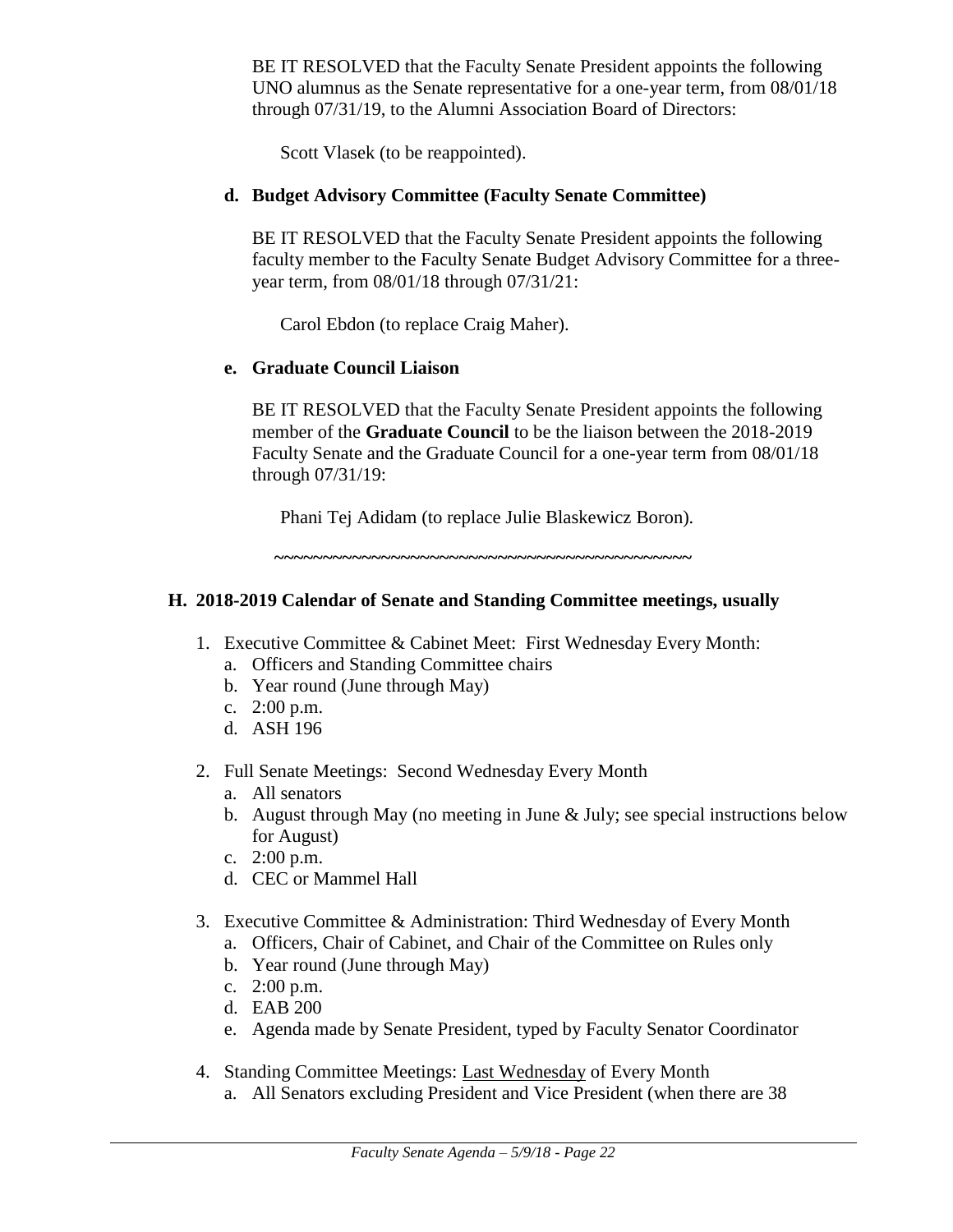BE IT RESOLVED that the Faculty Senate President appoints the following UNO alumnus as the Senate representative for a one-year term, from 08/01/18 through 07/31/19, to the Alumni Association Board of Directors:

Scott Vlasek (to be reappointed).

**d. Budget Advisory Committee (Faculty Senate Committee)**

BE IT RESOLVED that the Faculty Senate President appoints the following faculty member to the Faculty Senate Budget Advisory Committee for a three-year term, from 08/01/18 through 07/31/21:

Carol Ebdon (to replace Craig Maher).

**e. Graduate Council Liaison**

BE IT RESOLVED that the Faculty Senate President appoints the following member of the **Graduate Council** to be the liaison between the 2018-2019 Faculty Senate and the Graduate Council for a one-year term from 08/01/18 through 07/31/19:

Phani Tej Adidam (to replace Julie Blaskewicz Boron).

~~~~~~~~~~~~~~~~~~~~~~~~~~~~~~~~~~~~~~~~~~~~~~

**H. 2018-2019 Calendar of Senate and Standing Committee meetings, usually**

1. Executive Committee & Cabinet Meet: First Wednesday Every Month:
   a. Officers and Standing Committee chairs
   b. Year round (June through May)
   c. 2:00 p.m.
   d. ASH 196

2. Full Senate Meetings: Second Wednesday Every Month
   a. All senators
   b. August through May (no meeting in June & July; see special instructions below for August)
   c. 2:00 p.m.
   d. CEC or Mammel Hall

3. Executive Committee & Administration: Third Wednesday of Every Month
   a. Officers, Chair of Cabinet, and Chair of the Committee on Rules only
   b. Year round (June through May)
   c. 2:00 p.m.
   d. EAB 200
   e. Agenda made by Senate President, typed by Faculty Senator Coordinator

4. Standing Committee Meetings: <u>Last Wednesday</u> of Every Month
   a. All Senators excluding President and Vice President (when there are 38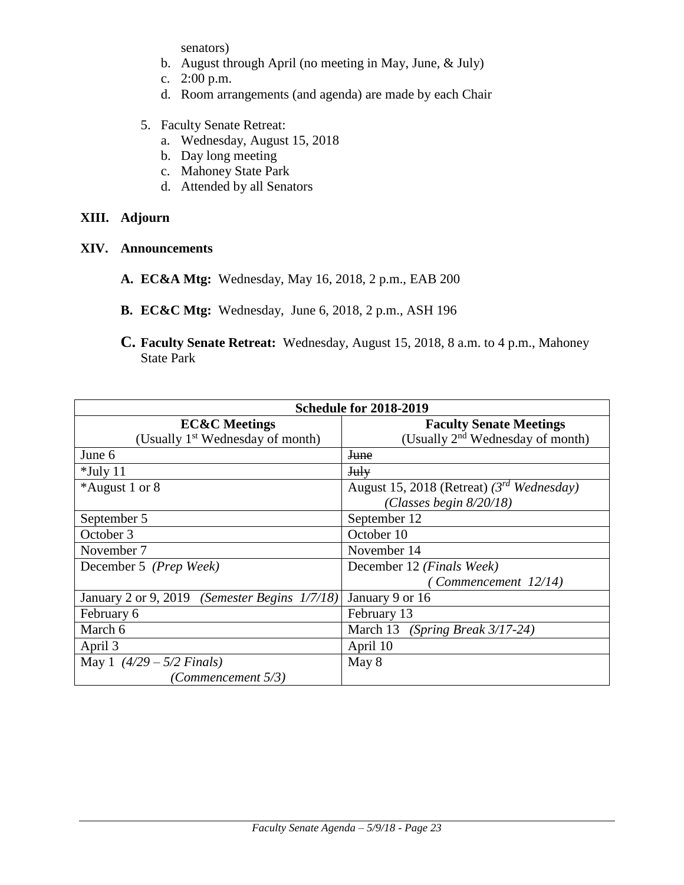senators)

b. August through April (no meeting in May, June, & July)
c. 2:00 p.m.
d. Room arrangements (and agenda) are made by each Chair

5. Faculty Senate Retreat:
   a. Wednesday, August 15, 2018
   b. Day long meeting
   c. Mahoney State Park
   d. Attended by all Senators

## XIII. Adjourn

## XIV. Announcements

**A. EC&A Mtg:** Wednesday, May 16, 2018, 2 p.m., EAB 200

**B. EC&C Mtg:** Wednesday, June 6, 2018, 2 p.m., ASH 196

**C. Faculty Senate Retreat:** Wednesday, August 15, 2018, 8 a.m. to 4 p.m., Mahoney State Park

| **Schedule for 2018-2019** | |
|---|---|
| **EC&C Meetings** (Usually 1st Wednesday of month) | **Faculty Senate Meetings** (Usually 2nd Wednesday of month) |
| June 6 | ~~June~~ |
| *July 11 | ~~July~~ |
| *August 1 or 8 | August 15, 2018 (Retreat) *(3rd Wednesday)* *(Classes begin 8/20/18)* |
| September 5 | September 12 |
| October 3 | October 10 |
| November 7 | November 14 |
| December 5 *(Prep Week)* | December 12 *(Finals Week)* *( Commencement 12/14)* |
| January 2 or 9, 2019 *(Semester Begins 1/7/18)* | January 9 or 16 |
| February 6 | February 13 |
| March 6 | March 13 *(Spring Break 3/17-24)* |
| April 3 | April 10 |
| May 1 *(4/29 – 5/2 Finals)* *(Commencement 5/3)* | May 8 |